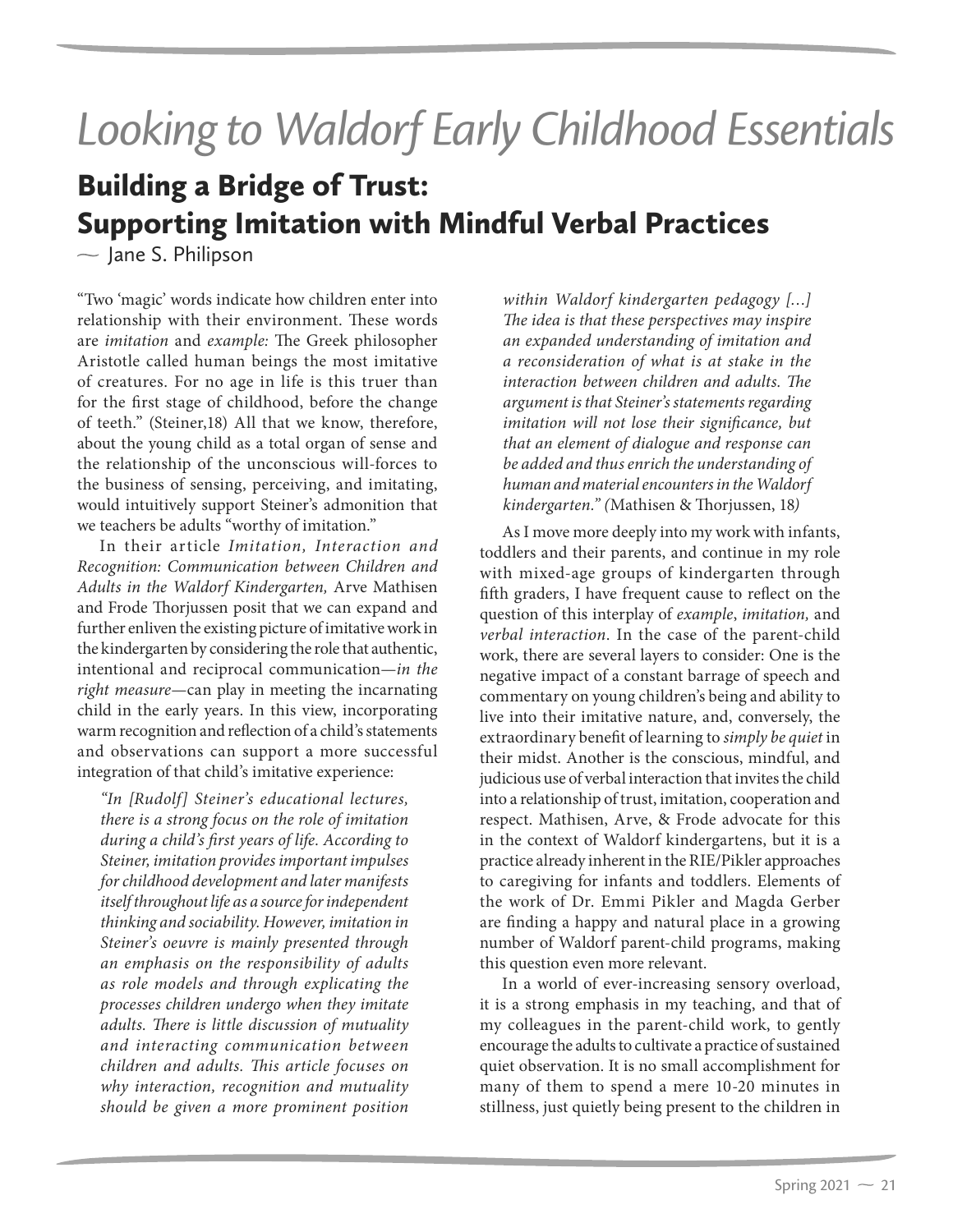# Looking to Waldorf Early Childhood Essentials

## Building a Bridge of Trust: Supporting Imitation with Mindful Verbal Practices

~ Jane S. Philipson

"Two 'magic' words indicate how children enter into relationship with their environment. These words are *imitation* and *example:* The Greek philosopher Aristotle called human beings the most imitative of creatures. For no age in life is this truer than for the first stage of childhood, before the change of teeth." (Steiner,18) All that we know, therefore, about the young child as a total organ of sense and the relationship of the unconscious will-forces to the business of sensing, perceiving, and imitating, would intuitively support Steiner's admonition that we teachers be adults "worthy of imitation."

In their article *Imitation, Interaction and Recognition: Communication between Children and Adults in the Waldorf Kindergarten,* Arve Mathisen and Frode Thorjussen posit that we can expand and further enliven the existing picture of imitative work in the kindergarten by considering the role that authentic, intentional and reciprocal communication—*in the right measure*—can play in meeting the incarnating child in the early years. In this view, incorporating warm recognition and reflection of a child's statements and observations can support a more successful integration of that child's imitative experience:

> *"In [Rudolf] Steiner's educational lectures, there is a strong focus on the role of imitation during a child's first years of life. According to Steiner, imitation provides important impulses for childhood development and later manifests itself throughout life as a source for independent thinking and sociability. However, imitation in Steiner's oeuvre is mainly presented through an emphasis on the responsibility of adults as role models and through explicating the processes children undergo when they imitate adults. There is little discussion of mutuality and interacting communication between children and adults. This article focuses on why interaction, recognition and mutuality should be given a more prominent position within Waldorf kindergarten pedagogy [...] The idea is that these perspectives may inspire an expanded understanding of imitation and a reconsideration of what is at stake in the interaction between children and adults. The argument is that Steiner's statements regarding imitation will not lose their significance, but that an element of dialogue and response can be added and thus enrich the understanding of human and material encounters in the Waldorf kindergarten." (*Mathisen & Thorjussen, 18*)*

As I move more deeply into my work with infants, toddlers and their parents, and continue in my role with mixed-age groups of kindergarten through fifth graders, I have frequent cause to reflect on the question of this interplay of *example*, *imitation,* and *verbal interaction*. In the case of the parent-child work, there are several layers to consider: One is the negative impact of a constant barrage of speech and commentary on young children's being and ability to live into their imitative nature, and, conversely, the extraordinary benefit of learning to *simply be quiet* in their midst. Another is the conscious, mindful, and judicious use of verbal interaction that invites the child into a relationship of trust, imitation, cooperation and respect. Mathisen, Arve, & Frode advocate for this in the context of Waldorf kindergartens, but it is a practice already inherent in the RIE/Pikler approaches to caregiving for infants and toddlers. Elements of the work of Dr. Emmi Pikler and Magda Gerber are finding a happy and natural place in a growing number of Waldorf parent-child programs, making this question even more relevant.

In a world of ever-increasing sensory overload, it is a strong emphasis in my teaching, and that of my colleagues in the parent-child work, to gently encourage the adults to cultivate a practice of sustained quiet observation. It is no small accomplishment for many of them to spend a mere 10-20 minutes in stillness, just quietly being present to the children in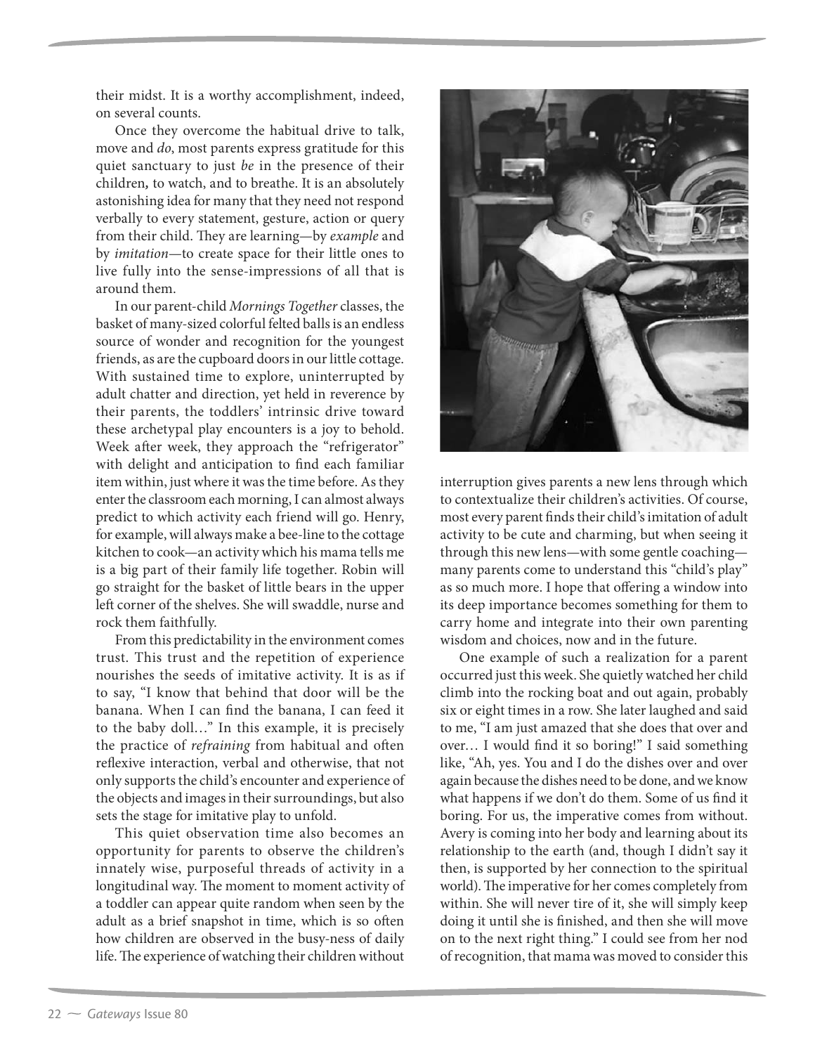their midst. It is a worthy accomplishment, indeed, on several counts.

Once they overcome the habitual drive to talk, move and *do*, most parents express gratitude for this quiet sanctuary to just *be* in the presence of their children, to watch, and to breathe. It is an absolutely astonishing idea for many that they need not respond verbally to every statement, gesture, action or query from their child. They are learning—by *example* and by *imitation*—to create space for their little ones to live fully into the sense-impressions of all that is around them.

In our parent-child *Mornings Together* classes, the basket of many-sized colorful felted balls is an endless source of wonder and recognition for the youngest friends, as are the cupboard doors in our little cottage. With sustained time to explore, uninterrupted by adult chatter and direction, yet held in reverence by their parents, the toddlers' intrinsic drive toward these archetypal play encounters is a joy to behold. Week after week, they approach the "refrigerator" with delight and anticipation to find each familiar item within, just where it was the time before. As they enter the classroom each morning, I can almost always predict to which activity each friend will go. Henry, for example, will always make a bee-line to the cottage kitchen to cook—an activity which his mama tells me is a big part of their family life together. Robin will go straight for the basket of little bears in the upper left corner of the shelves. She will swaddle, nurse and rock them faithfully.

From this predictability in the environment comes trust. This trust and the repetition of experience nourishes the seeds of imitative activity. It is as if to say, "I know that behind that door will be the banana. When I can find the banana, I can feed it to the baby doll…" In this example, it is precisely the practice of *refraining* from habitual and often reflexive interaction, verbal and otherwise, that not only supports the child's encounter and experience of the objects and images in their surroundings, but also sets the stage for imitative play to unfold.

This quiet observation time also becomes an opportunity for parents to observe the children's innately wise, purposeful threads of activity in a longitudinal way. The moment to moment activity of a toddler can appear quite random when seen by the adult as a brief snapshot in time, which is so often how children are observed in the busy-ness of daily life. The experience of watching their children without interruption gives parents a new lens through which to contextualize their children's activities. Of course, most every parent finds their child's imitation of adult activity to be cute and charming, but when seeing it through this new lens—with some gentle coaching—many parents come to understand this "child's play" as so much more. I hope that offering a window into its deep importance becomes something for them to carry home and integrate into their own parenting wisdom and choices, now and in the future.

One example of such a realization for a parent occurred just this week. She quietly watched her child climb into the rocking boat and out again, probably six or eight times in a row. She later laughed and said to me, "I am just amazed that she does that over and over… I would find it so boring!" I said something like, "Ah, yes. You and I do the dishes over and over again because the dishes need to be done, and we know what happens if we don't do them. Some of us find it boring. For us, the imperative comes from without. Avery is coming into her body and learning about its relationship to the earth (and, though I didn't say it then, is supported by her connection to the spiritual world). The imperative for her comes completely from within. She will never tire of it, she will simply keep doing it until she is finished, and then she will move on to the next right thing." I could see from her nod of recognition, that mama was moved to consider this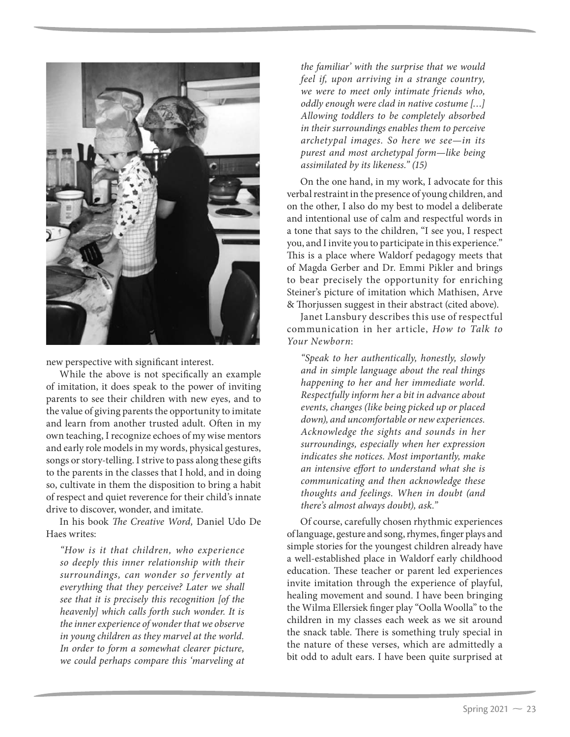new perspective with significant interest.

While the above is not specifically an example of imitation, it does speak to the power of inviting parents to see their children with new eyes, and to the value of giving parents the opportunity to imitate and learn from another trusted adult. Often in my own teaching, I recognize echoes of my wise mentors and early role models in my words, physical gestures, songs or story-telling. I strive to pass along these gifts to the parents in the classes that I hold, and in doing so, cultivate in them the disposition to bring a habit of respect and quiet reverence for their child's innate drive to discover, wonder, and imitate.

In his book *The Creative Word,* Daniel Udo De Haes writes:

> *"How is it that children, who experience so deeply this inner relationship with their surroundings, can wonder so fervently at everything that they perceive? Later we shall see that it is precisely this recognition [of the heavenly] which calls forth such wonder. It is the inner experience of wonder that we observe in young children as they marvel at the world. In order to form a somewhat clearer picture, we could perhaps compare this 'marveling at the familiar' with the surprise that we would feel if, upon arriving in a strange country, we were to meet only intimate friends who, oddly enough were clad in native costume […] Allowing toddlers to be completely absorbed in their surroundings enables them to perceive archetypal images. So here we see—in its purest and most archetypal form—like being assimilated by its likeness." (15)*

On the one hand, in my work, I advocate for this verbal restraint in the presence of young children, and on the other, I also do my best to model a deliberate and intentional use of calm and respectful words in a tone that says to the children, "I see you, I respect you, and I invite you to participate in this experience." This is a place where Waldorf pedagogy meets that of Magda Gerber and Dr. Emmi Pikler and brings to bear precisely the opportunity for enriching Steiner's picture of imitation which Mathisen, Arve & Thorjussen suggest in their abstract (cited above).

Janet Lansbury describes this use of respectful communication in her article, *How to Talk to Your Newborn*:

> *"Speak to her authentically, honestly, slowly and in simple language about the real things happening to her and her immediate world. Respectfully inform her a bit in advance about events, changes (like being picked up or placed down), and uncomfortable or new experiences. Acknowledge the sights and sounds in her surroundings, especially when her expression indicates she notices. Most importantly, make an intensive effort to understand what she is communicating and then acknowledge these thoughts and feelings. When in doubt (and there's almost always doubt), ask."*

Of course, carefully chosen rhythmic experiences of language, gesture and song, rhymes, finger plays and simple stories for the youngest children already have a well-established place in Waldorf early childhood education. These teacher or parent led experiences invite imitation through the experience of playful, healing movement and sound. I have been bringing the Wilma Ellersiek finger play "Oolla Woolla" to the children in my classes each week as we sit around the snack table. There is something truly special in the nature of these verses, which are admittedly a bit odd to adult ears. I have been quite surprised at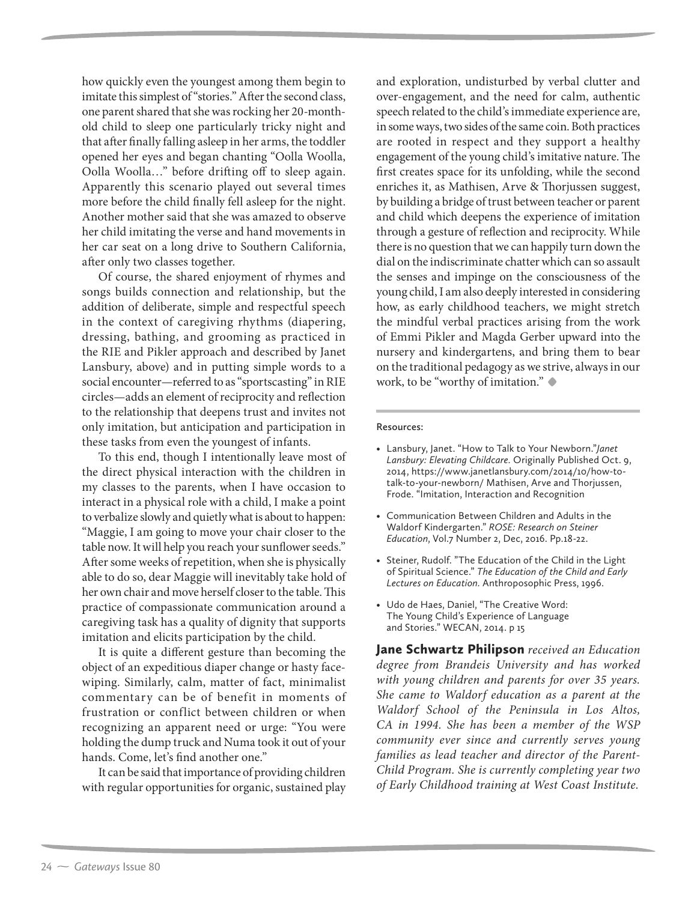how quickly even the youngest among them begin to imitate this simplest of "stories." After the second class, one parent shared that she was rocking her 20-month-old child to sleep one particularly tricky night and that after finally falling asleep in her arms, the toddler opened her eyes and began chanting "Oolla Woolla, Oolla Woolla…" before drifting off to sleep again. Apparently this scenario played out several times more before the child finally fell asleep for the night. Another mother said that she was amazed to observe her child imitating the verse and hand movements in her car seat on a long drive to Southern California, after only two classes together.

Of course, the shared enjoyment of rhymes and songs builds connection and relationship, but the addition of deliberate, simple and respectful speech in the context of caregiving rhythms (diapering, dressing, bathing, and grooming as practiced in the RIE and Pikler approach and described by Janet Lansbury, above) and in putting simple words to a social encounter—referred to as "sportscasting" in RIE circles—adds an element of reciprocity and reflection to the relationship that deepens trust and invites not only imitation, but anticipation and participation in these tasks from even the youngest of infants.

To this end, though I intentionally leave most of the direct physical interaction with the children in my classes to the parents, when I have occasion to interact in a physical role with a child, I make a point to verbalize slowly and quietly what is about to happen: "Maggie, I am going to move your chair closer to the table now. It will help you reach your sunflower seeds." After some weeks of repetition, when she is physically able to do so, dear Maggie will inevitably take hold of her own chair and move herself closer to the table. This practice of compassionate communication around a caregiving task has a quality of dignity that supports imitation and elicits participation by the child.

It is quite a different gesture than becoming the object of an expeditious diaper change or hasty face-wiping. Similarly, calm, matter of fact, minimalist commentary can be of benefit in moments of frustration or conflict between children or when recognizing an apparent need or urge: "You were holding the dump truck and Numa took it out of your hands. Come, let's find another one."

It can be said that importance of providing children with regular opportunities for organic, sustained play and exploration, undisturbed by verbal clutter and over-engagement, and the need for calm, authentic speech related to the child's immediate experience are, in some ways, two sides of the same coin. Both practices are rooted in respect and they support a healthy engagement of the young child's imitative nature. The first creates space for its unfolding, while the second enriches it, as Mathisen, Arve & Thorjussen suggest, by building a bridge of trust between teacher or parent and child which deepens the experience of imitation through a gesture of reflection and reciprocity. While there is no question that we can happily turn down the dial on the indiscriminate chatter which can so assault the senses and impinge on the consciousness of the young child, I am also deeply interested in considering how, as early childhood teachers, we might stretch the mindful verbal practices arising from the work of Emmi Pikler and Magda Gerber upward into the nursery and kindergartens, and bring them to bear on the traditional pedagogy as we strive, always in our work, to be "worthy of imitation." ◆

Resources:

- Lansbury, Janet. "How to Talk to Your Newborn."*Janet Lansbury: Elevating Childcare.* Originally Published Oct. 9, 2014, https://www.janetlansbury.com/2014/10/how-to-talk-to-your-newborn/ Mathisen, Arve and Thorjussen, Frode. "Imitation, Interaction and Recognition
- Communication Between Children and Adults in the Waldorf Kindergarten." *ROSE: Research on Steiner Education,* Vol.7 Number 2, Dec, 2016. Pp.18-22.
- Steiner, Rudolf. "The Education of the Child in the Light of Spiritual Science." *The Education of the Child and Early Lectures on Education.* Anthroposophic Press, 1996.
- Udo de Haes, Daniel, "The Creative Word: The Young Child's Experience of Language and Stories." WECAN, 2014. p 15

**Jane Schwartz Philipson** *received an Education degree from Brandeis University and has worked with young children and parents for over 35 years. She came to Waldorf education as a parent at the Waldorf School of the Peninsula in Los Altos, CA in 1994. She has been a member of the WSP community ever since and currently serves young families as lead teacher and director of the Parent-Child Program. She is currently completing year two of Early Childhood training at West Coast Institute.*